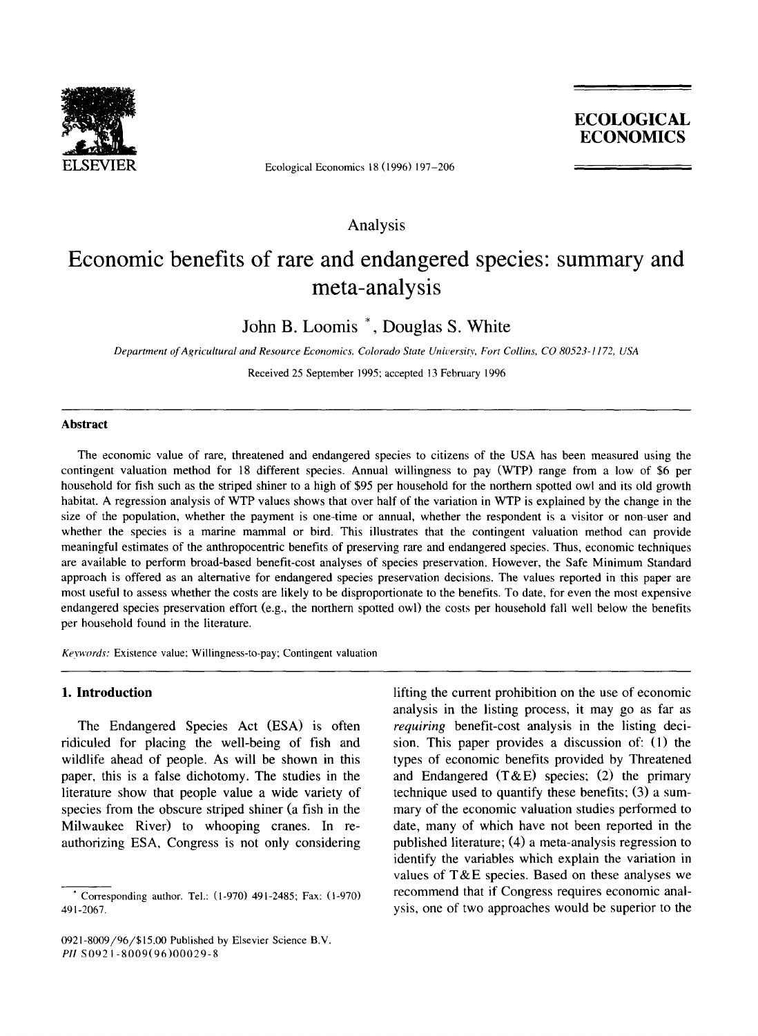Analysis

# Economic benefits of rare and endangered species: summary and meta-analysis

John B. Loomis *, Douglas S. White

*Department of Agricultural and Resource Economics, Colorado State University, Fort Collins, CO 80523-1172, USA*

Received 25 September 1995; accepted 13 February 1996

## Abstract

The economic value of rare, threatened and endangered species to citizens of the USA has been measured using the contingent valuation method for 18 different species. Annual willingness to pay (WTP) range from a low of $6 per household for fish such as the striped shiner to a high of $95 per household for the northern spotted owl and its old growth habitat. A regression analysis of WTP values shows that over half of the variation in WTP is explained by the change in the size of the population, whether the payment is one-time or annual, whether the respondent is a visitor or non-user and whether the species is a marine mammal or bird. This illustrates that the contingent valuation method can provide meaningful estimates of the anthropocentric benefits of preserving rare and endangered species. Thus, economic techniques are available to perform broad-based benefit-cost analyses of species preservation. However, the Safe Minimum Standard approach is offered as an alternative for endangered species preservation decisions. The values reported in this paper are most useful to assess whether the costs are likely to be disproportionate to the benefits. To date, for even the most expensive endangered species preservation effort (e.g., the northern spotted owl) the costs per household fall well below the benefits per household found in the literature.

*Keywords:* Existence value; Willingness-to-pay; Contingent valuation

## 1. Introduction

The Endangered Species Act (ESA) is often ridiculed for placing the well-being of fish and wildlife ahead of people. As will be shown in this paper, this is a false dichotomy. The studies in the literature show that people value a wide variety of species from the obscure striped shiner (a fish in the Milwaukee River) to whooping cranes. In re-authorizing ESA, Congress is not only considering lifting the current prohibition on the use of economic analysis in the listing process, it may go as far as *requiring* benefit-cost analysis in the listing decision. This paper provides a discussion of: (1) the types of economic benefits provided by Threatened and Endangered (T&E) species; (2) the primary technique used to quantify these benefits; (3) a summary of the economic valuation studies performed to date, many of which have not been reported in the published literature; (4) a meta-analysis regression to identify the variables which explain the variation in values of T&E species. Based on these analyses we recommend that if Congress requires economic analysis, one of two approaches would be superior to the

* Corresponding author. Tel.: (1-970) 491-2485; Fax: (1-970) 491-2067.

0921-8009/96/$15.00 Published by Elsevier Science B.V.
PII S0921-8009(96)00029-8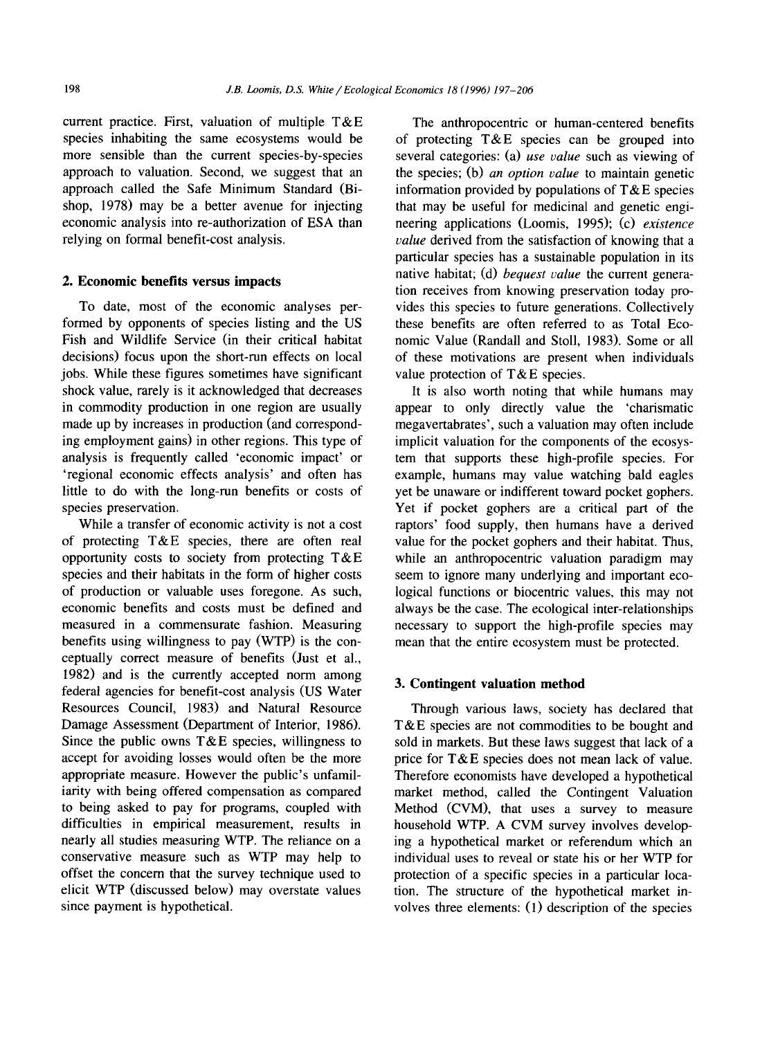current practice. First, valuation of multiple T&E species inhabiting the same ecosystems would be more sensible than the current species-by-species approach to valuation. Second, we suggest that an approach called the Safe Minimum Standard (Bishop, 1978) may be a better avenue for injecting economic analysis into re-authorization of ESA than relying on formal benefit-cost analysis.

## 2. Economic benefits versus impacts

To date, most of the economic analyses performed by opponents of species listing and the US Fish and Wildlife Service (in their critical habitat decisions) focus upon the short-run effects on local jobs. While these figures sometimes have significant shock value, rarely is it acknowledged that decreases in commodity production in one region are usually made up by increases in production (and corresponding employment gains) in other regions. This type of analysis is frequently called 'economic impact' or 'regional economic effects analysis' and often has little to do with the long-run benefits or costs of species preservation.

While a transfer of economic activity is not a cost of protecting T&E species, there are often real opportunity costs to society from protecting T&E species and their habitats in the form of higher costs of production or valuable uses foregone. As such, economic benefits and costs must be defined and measured in a commensurate fashion. Measuring benefits using willingness to pay (WTP) is the conceptually correct measure of benefits (Just et al., 1982) and is the currently accepted norm among federal agencies for benefit-cost analysis (US Water Resources Council, 1983) and Natural Resource Damage Assessment (Department of Interior, 1986). Since the public owns T&E species, willingness to accept for avoiding losses would often be the more appropriate measure. However the public's unfamiliarity with being offered compensation as compared to being asked to pay for programs, coupled with difficulties in empirical measurement, results in nearly all studies measuring WTP. The reliance on a conservative measure such as WTP may help to offset the concern that the survey technique used to elicit WTP (discussed below) may overstate values since payment is hypothetical.

The anthropocentric or human-centered benefits of protecting T&E species can be grouped into several categories: (a) *use value* such as viewing of the species; (b) *an option value* to maintain genetic information provided by populations of T&E species that may be useful for medicinal and genetic engineering applications (Loomis, 1995); (c) *existence value* derived from the satisfaction of knowing that a particular species has a sustainable population in its native habitat; (d) *bequest value* the current generation receives from knowing preservation today provides this species to future generations. Collectively these benefits are often referred to as Total Economic Value (Randall and Stoll, 1983). Some or all of these motivations are present when individuals value protection of T&E species.

It is also worth noting that while humans may appear to only directly value the 'charismatic megavertabrates', such a valuation may often include implicit valuation for the components of the ecosystem that supports these high-profile species. For example, humans may value watching bald eagles yet be unaware or indifferent toward pocket gophers. Yet if pocket gophers are a critical part of the raptors' food supply, then humans have a derived value for the pocket gophers and their habitat. Thus, while an anthropocentric valuation paradigm may seem to ignore many underlying and important ecological functions or biocentric values, this may not always be the case. The ecological inter-relationships necessary to support the high-profile species may mean that the entire ecosystem must be protected.

## 3. Contingent valuation method

Through various laws, society has declared that T&E species are not commodities to be bought and sold in markets. But these laws suggest that lack of a price for T&E species does not mean lack of value. Therefore economists have developed a hypothetical market method, called the Contingent Valuation Method (CVM), that uses a survey to measure household WTP. A CVM survey involves developing a hypothetical market or referendum which an individual uses to reveal or state his or her WTP for protection of a specific species in a particular location. The structure of the hypothetical market involves three elements: (1) description of the species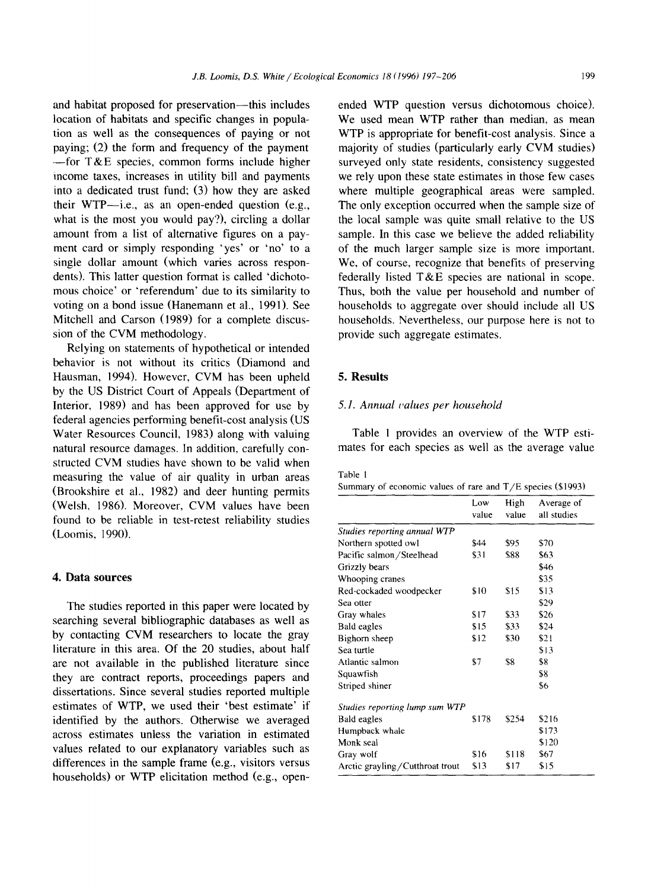and habitat proposed for preservation—this includes location of habitats and specific changes in population as well as the consequences of paying or not paying; (2) the form and frequency of the payment—for T&E species, common forms include higher income taxes, increases in utility bill and payments into a dedicated trust fund; (3) how they are asked their WTP—i.e., as an open-ended question (e.g., what is the most you would pay?), circling a dollar amount from a list of alternative figures on a payment card or simply responding 'yes' or 'no' to a single dollar amount (which varies across respondents). This latter question format is called 'dichotomous choice' or 'referendum' due to its similarity to voting on a bond issue (Hanemann et al., 1991). See Mitchell and Carson (1989) for a complete discussion of the CVM methodology.

Relying on statements of hypothetical or intended behavior is not without its critics (Diamond and Hausman, 1994). However, CVM has been upheld by the US District Court of Appeals (Department of Interior, 1989) and has been approved for use by federal agencies performing benefit-cost analysis (US Water Resources Council, 1983) along with valuing natural resource damages. In addition, carefully constructed CVM studies have shown to be valid when measuring the value of air quality in urban areas (Brookshire et al., 1982) and deer hunting permits (Welsh, 1986). Moreover, CVM values have been found to be reliable in test-retest reliability studies (Loomis, 1990).

## 4. Data sources

The studies reported in this paper were located by searching several bibliographic databases as well as by contacting CVM researchers to locate the gray literature in this area. Of the 20 studies, about half are not available in the published literature since they are contract reports, proceedings papers and dissertations. Since several studies reported multiple estimates of WTP, we used their 'best estimate' if identified by the authors. Otherwise we averaged across estimates unless the variation in estimated values related to our explanatory variables such as differences in the sample frame (e.g., visitors versus households) or WTP elicitation method (e.g., open-ended WTP question versus dichotomous choice). We used mean WTP rather than median, as mean WTP is appropriate for benefit-cost analysis. Since a majority of studies (particularly early CVM studies) surveyed only state residents, consistency suggested we rely upon these state estimates in those few cases where multiple geographical areas were sampled. The only exception occurred when the sample size of the local sample was quite small relative to the US sample. In this case we believe the added reliability of the much larger sample size is more important. We, of course, recognize that benefits of preserving federally listed T&E species are national in scope. Thus, both the value per household and number of households to aggregate over should include all US households. Nevertheless, our purpose here is not to provide such aggregate estimates.

## 5. Results

### 5.1. Annual values per household

Table 1 provides an overview of the WTP estimates for each species as well as the average value

Table 1
Summary of economic values of rare and T/E species ($1993)

| | Low value | High value | Average of all studies |
|---|---|---|---|
| *Studies reporting annual WTP* | | | |
| Northern spotted owl | $44 | $95 | $70 |
| Pacific salmon/Steelhead | $31 | $88 | $63 |
| Grizzly bears | | | $46 |
| Whooping cranes | | | $35 |
| Red-cockaded woodpecker | $10 | $15 | $13 |
| Sea otter | | | $29 |
| Gray whales | $17 | $33 | $26 |
| Bald eagles | $15 | $33 | $24 |
| Bighorn sheep | $12 | $30 | $21 |
| Sea turtle | | | $13 |
| Atlantic salmon | $7 | $8 | $8 |
| Squawfish | | | $8 |
| Striped shiner | | | $6 |
| *Studies reporting lump sum WTP* | | | |
| Bald eagles | $178 | $254 | $216 |
| Humpback whale | | | $173 |
| Monk seal | | | $120 |
| Gray wolf | $16 | $118 | $67 |
| Arctic grayling/Cutthroat trout | $13 | $17 | $15 |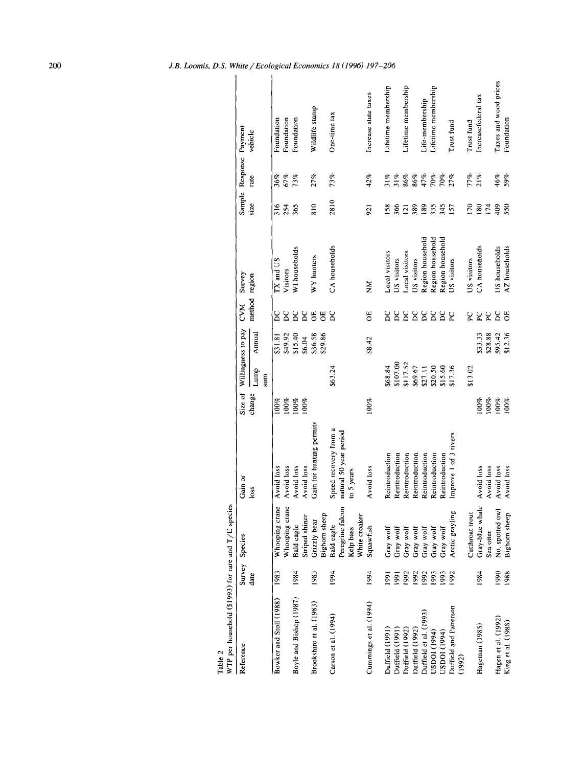Table 2
WTP per household ($1993) for rare and T/E species

| Reference | Survey date | Species | Gain or loss | Size of change | Willingness to pay | | CVM method | Survey region | Sample size | Response rate | Payment vehicle |
|---|---|---|---|---|---|---|---|---|---|---|---|
| | | | | | Lump sum | Annual | | | | | |
| Bowker and Stoll (1988) | 1983 | Whooping crane | Avoid loss | 100% | | $31.81 | DC | TX and US | 316 | 36% | Foundation |
| | | Whooping crane | Avoid loss | 100% | | $49.92 | DC | Visitors | 254 | 67% | Foundation |
| Boyle and Bishop (1987) | 1984 | Bald eagle | Avoid loss | 100% | | $15.40 | DC | WI households | 365 | 73% | Foundation |
| | | Striped shiner | Avoid loss | 100% | | $6.04 | DC | | | | |
| Brookshire et al. (1983) | 1983 | Grizzly bear | Gain for hunting permits | | | $36.58 | OE | WY hunters | 810 | 27% | Wildlife stamp |
| | | Bighorn sheep | | | | $29.86 | OE | | | | |
| Carson et al. (1994) | 1994 | Bald eagle<br>Peregrine falcon<br>Kelp bass<br>White croaker | Speed recovery from a natural 50 year period to 5 years | | $63.24 | | DC | CA households | 2810 | 73% | One-time tax |
| Cummings et al. (1994) | 1994 | Squawfish | Avoid loss | 100% | | $8.42 | OE | NM | 921 | 42% | Increase state taxes |
| Duffield (1991) | 1991 | Gray wolf | Reintroduction | | $68.84 | | DC | Local visitors | 158 | 31% | Lifetime membership |
| Duffield (1991) | 1991 | Gray wolf | Reintroduction | | $107.00 | | DC | US visitors | 366 | 31% | |
| Duffield (1992) | 1992 | Gray wolf | Reintroduction | | $117.52 | | DC | Local visitors | 121 | 86% | Lifetime membership |
| Duffield (1992) | 1992 | Gray wolf | Reintroduction | | $69.67 | | DC | US visitors | 389 | 86% | |
| Duffield et al. (1993) | 1992 | Gray wolf | Reintroduction | | $27.11 | | DC | Region household | 189 | 47% | Life-membership |
| USDOI (1994) | 1993 | Gray wolf | Reintroduction | | $20.50 | | DC | Region household | 335 | 70% | Lifetime membership |
| USDOI (1994) | 1993 | Gray wolf | Reintroduction | | $15.60 | | DC | Region household | 345 | 70% | |
| Duffield and Patterson (1992) | 1992 | Arctic grayling | Improve 1 of 3 rivers | | $17.36 | | PC | US visitors | 157 | 27% | Trust fund |
| | | Cutthroat trout | | | $13.02 | | PC | US visitors | 170 | 77% | Trust fund |
| Hageman (1985) | 1984 | Gray-blue whale | Avoid loss | 100% | | $33.33 | PC | CA households | 180 | 21% | Increasefederal tax |
| | | Sea otter | Avoid loss | 100% | | $28.88 | PC | | 174 | | |
| Hagen et al. (1992) | 1990 | No. spotted owl | Avoid loss | 100% | | $95.42 | DC | US households | 409 | 46% | Taxes and wood prices |
| King et al. (1988) | 1988 | Bighorn sheep | Avoid loss | 100% | | $12.36 | OE | AZ households | 550 | 59% | Foundation |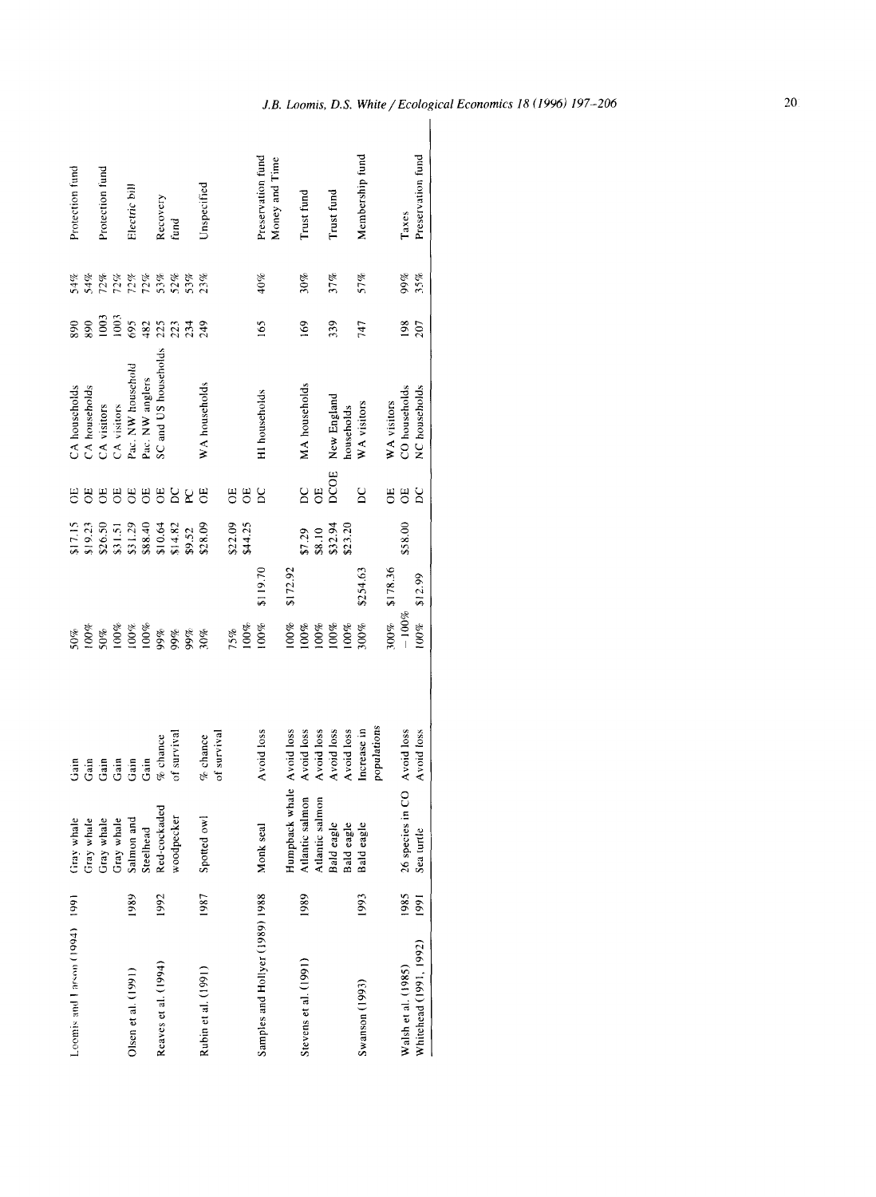| | | | | | | | | | | | |
|---|---|---|---|---|---|---|---|---|---|---|---|
| Loomis and Larson (1994) | 1991 | Gray whale | Gain | 50% | | $17.15 | OE | CA households | 890 | 54% | Protection fund |
| | | Gray whale | Gain | 100% | | $19.23 | OE | CA households | 890 | 54% | |
| | | Gray whale | Gain | 50% | | $26.50 | OE | CA visitors | 1003 | 72% | Protection fund |
| | | Gray whale | Gain | 100% | | $31.51 | OE | CA visitors | 1003 | 72% | |
| Olsen et al. (1991) | 1989 | Salmon and Steelhead | Gain | 100% | | $31.29 | OE | Pac. NW household | 695 | 72% | Electric bill |
| | | | Gain | 100% | | $88.40 | OE | Pac. NW anglers | 482 | 72% | |
| Reaves et al. (1994) | 1992 | Red-cockaded woodpecker | % chance of survival | 99% | | $10.64 | OE | SC and US households | 225 | 53% | Recovery fund |
| | | | | 99% | | $14.82 | DC | | 223 | 52% | |
| | | | | 99% | | $9.52 | PC | | 234 | 53% | |
| Rubin et al. (1991) | 1987 | Spotted owl | % chance of survival | 30% | | $28.09 | OE | WA households | 249 | 23% | Unspecified |
| | | | | 75% | | $22.09 | OE | | | | |
| | | | | 100% | | $44.25 | OE | | | | |
| Samples and Hollyer (1989) | 1988 | Monk seal | Avoid loss | 100% | $119.70 | | DC | HI households | 165 | 40% | Preservation fund |
| | | Humpback whale | Avoid loss | 100% | $172.92 | | | | | | Money and Time |
| Stevens et al. (1991) | 1989 | Atlantic salmon | Avoid loss | 100% | | $7.29 | DC | MA households | 169 | 30% | Trust fund |
| | | Atlantic salmon | Avoid loss | 100% | | $8.10 | OE | | | | |
| | | Bald eagle | Avoid loss | 100% | | $32.94 | DCOE | New England households | 339 | 37% | Trust fund |
| | | Bald eagle | Avoid loss | 100% | | $23.20 | | | | | |
| Swanson (1993) | 1993 | Bald eagle | Increase in populations | 300% | $254.63 | | DC | WA visitors | 747 | 57% | Membership fund |
| | | | | 300% | $178.36 | | OE | WA visitors | | | |
| Walsh et al. (1985) | 1985 | 26 species in CO | Avoid loss | −100% | | $58.00 | OE | CO households | 198 | 99% | Taxes |
| Whitehead (1991, 1992) | 1991 | Sea turtle | Avoid loss | 100% | $12.99 | | DC | NC households | 207 | 35% | Preservation fund |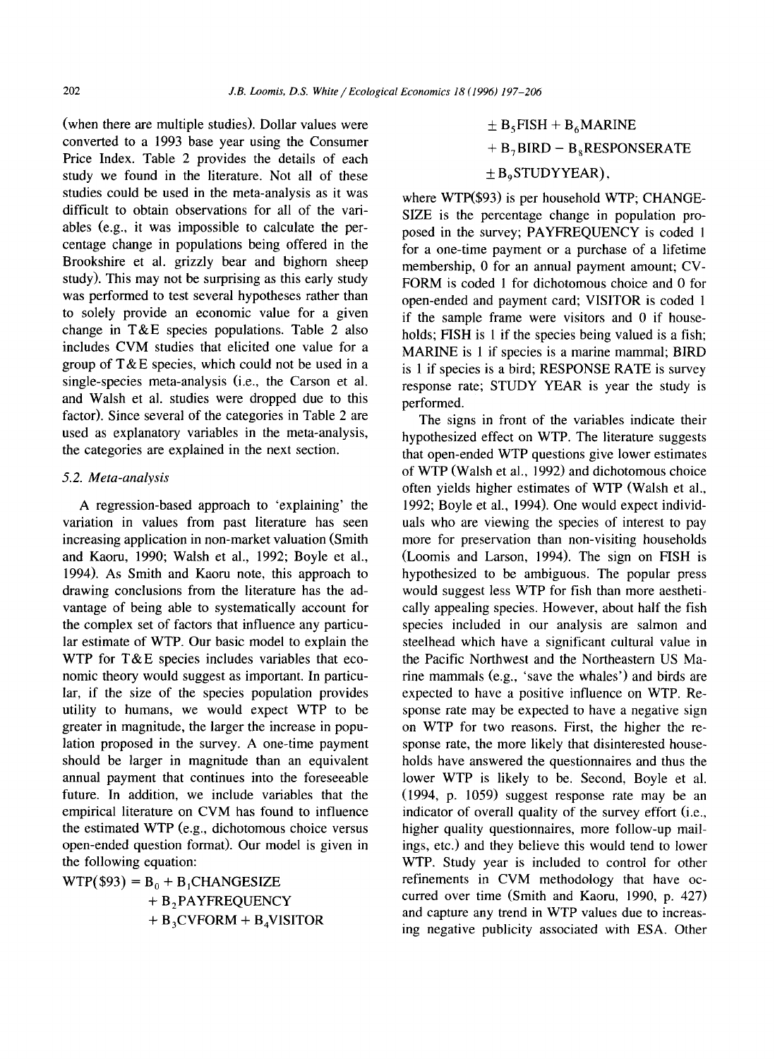(when there are multiple studies). Dollar values were converted to a 1993 base year using the Consumer Price Index. Table 2 provides the details of each study we found in the literature. Not all of these studies could be used in the meta-analysis as it was difficult to obtain observations for all of the variables (e.g., it was impossible to calculate the percentage change in populations being offered in the Brookshire et al. grizzly bear and bighorn sheep study). This may not be surprising as this early study was performed to test several hypotheses rather than to solely provide an economic value for a given change in T&E species populations. Table 2 also includes CVM studies that elicited one value for a group of T&E species, which could not be used in a single-species meta-analysis (i.e., the Carson et al. and Walsh et al. studies were dropped due to this factor). Since several of the categories in Table 2 are used as explanatory variables in the meta-analysis, the categories are explained in the next section.

### 5.2. Meta-analysis

A regression-based approach to 'explaining' the variation in values from past literature has seen increasing application in non-market valuation (Smith and Kaoru, 1990; Walsh et al., 1992; Boyle et al., 1994). As Smith and Kaoru note, this approach to drawing conclusions from the literature has the advantage of being able to systematically account for the complex set of factors that influence any particular estimate of WTP. Our basic model to explain the WTP for T&E species includes variables that economic theory would suggest as important. In particular, if the size of the species population provides utility to humans, we would expect WTP to be greater in magnitude, the larger the increase in population proposed in the survey. A one-time payment should be larger in magnitude than an equivalent annual payment that continues into the foreseeable future. In addition, we include variables that the empirical literature on CVM has found to influence the estimated WTP (e.g., dichotomous choice versus open-ended question format). Our model is given in the following equation:

$$\begin{aligned} \text{WTP}(\$93) = {} & B_0 + B_1\text{CHANGESIZE} \\ & + B_2\text{PAYFREQUENCY} \\ & + B_3\text{CVFORM} + B_4\text{VISITOR} \\ & \pm B_5\text{FISH} + B_6\text{MARINE} \\ & + B_7\text{BIRD} - B_8\text{RESPONSERATE} \\ & \pm B_9\text{STUDYYEAR}), \end{aligned}$$

where WTP($93) is per household WTP; CHANGESIZE is the percentage change in population proposed in the survey; PAYFREQUENCY is coded 1 for a one-time payment or a purchase of a lifetime membership, 0 for an annual payment amount; CVFORM is coded 1 for dichotomous choice and 0 for open-ended and payment card; VISITOR is coded 1 if the sample frame were visitors and 0 if households; FISH is 1 if the species being valued is a fish; MARINE is 1 if species is a marine mammal; BIRD is 1 if species is a bird; RESPONSE RATE is survey response rate; STUDY YEAR is year the study is performed.

The signs in front of the variables indicate their hypothesized effect on WTP. The literature suggests that open-ended WTP questions give lower estimates of WTP (Walsh et al., 1992) and dichotomous choice often yields higher estimates of WTP (Walsh et al., 1992; Boyle et al., 1994). One would expect individuals who are viewing the species of interest to pay more for preservation than non-visiting households (Loomis and Larson, 1994). The sign on FISH is hypothesized to be ambiguous. The popular press would suggest less WTP for fish than more aesthetically appealing species. However, about half the fish species included in our analysis are salmon and steelhead which have a significant cultural value in the Pacific Northwest and the Northeastern US Marine mammals (e.g., 'save the whales') and birds are expected to have a positive influence on WTP. Response rate may be expected to have a negative sign on WTP for two reasons. First, the higher the response rate, the more likely that disinterested households have answered the questionnaires and thus the lower WTP is likely to be. Second, Boyle et al. (1994, p. 1059) suggest response rate may be an indicator of overall quality of the survey effort (i.e., higher quality questionnaires, more follow-up mailings, etc.) and they believe this would tend to lower WTP. Study year is included to control for other refinements in CVM methodology that have occurred over time (Smith and Kaoru, 1990, p. 427) and capture any trend in WTP values due to increasing negative publicity associated with ESA. Other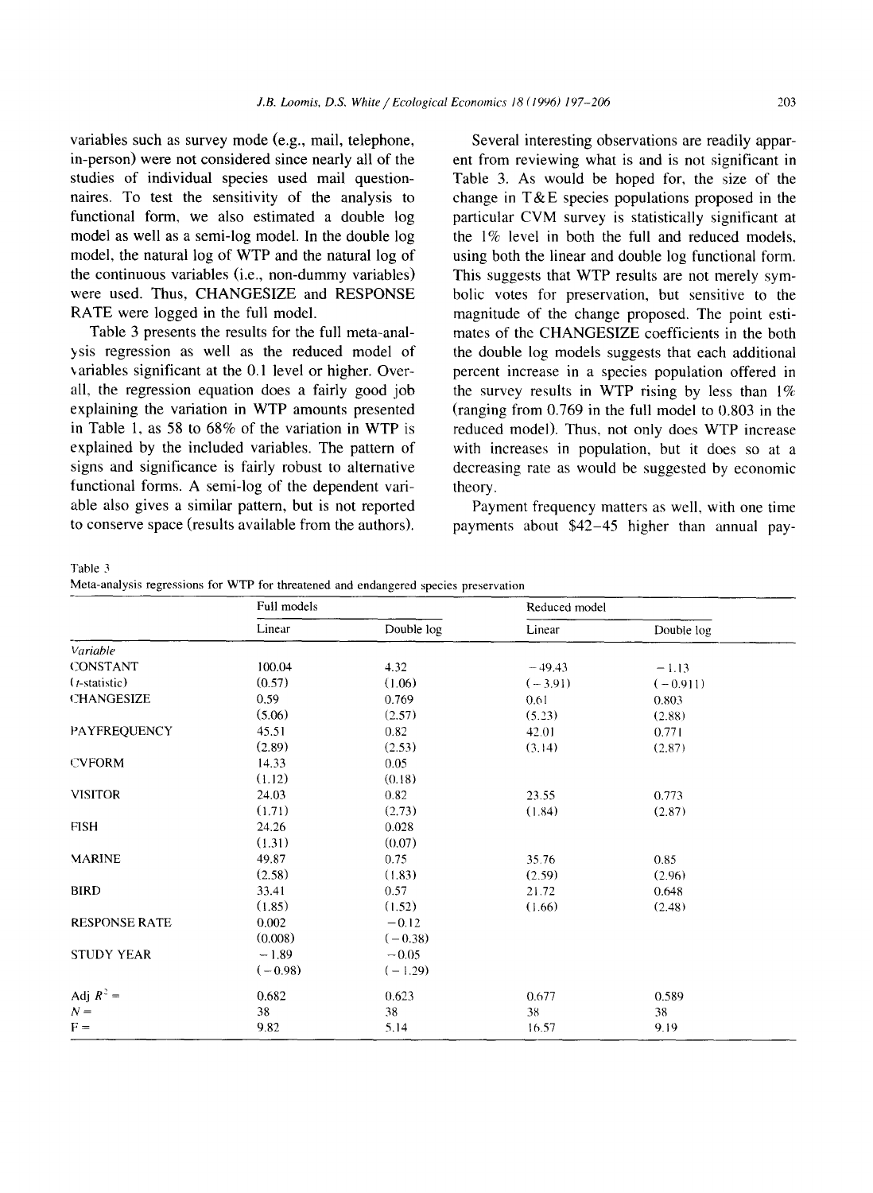variables such as survey mode (e.g., mail, telephone, in-person) were not considered since nearly all of the studies of individual species used mail questionnaires. To test the sensitivity of the analysis to functional form, we also estimated a double log model as well as a semi-log model. In the double log model, the natural log of WTP and the natural log of the continuous variables (i.e., non-dummy variables) were used. Thus, CHANGESIZE and RESPONSE RATE were logged in the full model.

Table 3 presents the results for the full meta-analysis regression as well as the reduced model of variables significant at the 0.1 level or higher. Overall, the regression equation does a fairly good job explaining the variation in WTP amounts presented in Table 1, as 58 to 68% of the variation in WTP is explained by the included variables. The pattern of signs and significance is fairly robust to alternative functional forms. A semi-log of the dependent variable also gives a similar pattern, but is not reported to conserve space (results available from the authors).

Several interesting observations are readily apparent from reviewing what is and is not significant in Table 3. As would be hoped for, the size of the change in T&E species populations proposed in the particular CVM survey is statistically significant at the 1% level in both the full and reduced models, using both the linear and double log functional form. This suggests that WTP results are not merely symbolic votes for preservation, but sensitive to the magnitude of the change proposed. The point estimates of the CHANGESIZE coefficients in the both the double log models suggests that each additional percent increase in a species population offered in the survey results in WTP rising by less than 1% (ranging from 0.769 in the full model to 0.803 in the reduced model). Thus, not only does WTP increase with increases in population, but it does so at a decreasing rate as would be suggested by economic theory.

Payment frequency matters as well, with one time payments about $42–45 higher than annual pay-

Table 3
Meta-analysis regressions for WTP for threatened and endangered species preservation

| | Full models | | Reduced model | |
|---|---|---|---|---|
| | Linear | Double log | Linear | Double log |
| *Variable* | | | | |
| CONSTANT | 100.04 | 4.32 | −49.43 | −1.13 |
| (*t*-statistic) | (0.57) | (1.06) | (−3.91) | (−0.911) |
| CHANGESIZE | 0.59 | 0.769 | 0.61 | 0.803 |
| | (5.06) | (2.57) | (5.23) | (2.88) |
| PAYFREQUENCY | 45.51 | 0.82 | 42.01 | 0.771 |
| | (2.89) | (2.53) | (3.14) | (2.87) |
| CVFORM | 14.33 | 0.05 | | |
| | (1.12) | (0.18) | | |
| VISITOR | 24.03 | 0.82 | 23.55 | 0.773 |
| | (1.71) | (2.73) | (1.84) | (2.87) |
| FISH | 24.26 | 0.028 | | |
| | (1.31) | (0.07) | | |
| MARINE | 49.87 | 0.75 | 35.76 | 0.85 |
| | (2.58) | (1.83) | (2.59) | (2.96) |
| BIRD | 33.41 | 0.57 | 21.72 | 0.648 |
| | (1.85) | (1.52) | (1.66) | (2.48) |
| RESPONSE RATE | 0.002 | −0.12 | | |
| | (0.008) | (−0.38) | | |
| STUDY YEAR | −1.89 | −0.05 | | |
| | (−0.98) | (−1.29) | | |
| Adj $R^2$ = | 0.682 | 0.623 | 0.677 | 0.589 |
| $N$ = | 38 | 38 | 38 | 38 |
| F = | 9.82 | 5.14 | 16.57 | 9.19 |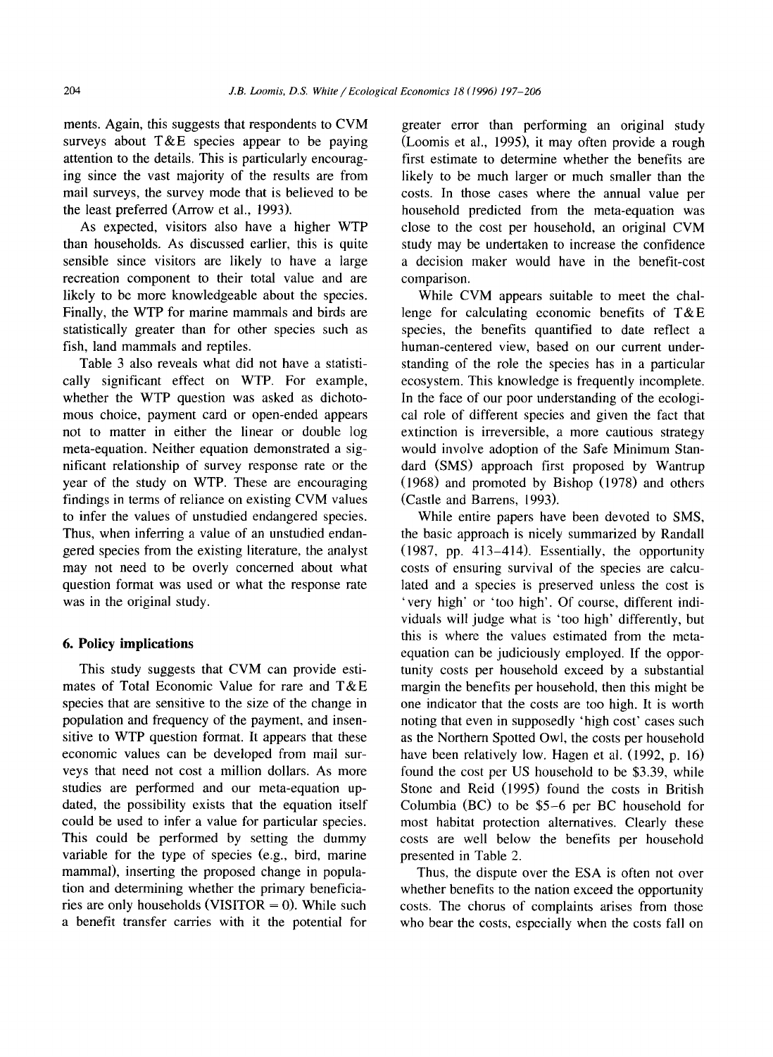ments. Again, this suggests that respondents to CVM surveys about T&E species appear to be paying attention to the details. This is particularly encouraging since the vast majority of the results are from mail surveys, the survey mode that is believed to be the least preferred (Arrow et al., 1993).

As expected, visitors also have a higher WTP than households. As discussed earlier, this is quite sensible since visitors are likely to have a large recreation component to their total value and are likely to be more knowledgeable about the species. Finally, the WTP for marine mammals and birds are statistically greater than for other species such as fish, land mammals and reptiles.

Table 3 also reveals what did not have a statistically significant effect on WTP. For example, whether the WTP question was asked as dichotomous choice, payment card or open-ended appears not to matter in either the linear or double log meta-equation. Neither equation demonstrated a significant relationship of survey response rate or the year of the study on WTP. These are encouraging findings in terms of reliance on existing CVM values to infer the values of unstudied endangered species. Thus, when inferring a value of an unstudied endangered species from the existing literature, the analyst may not need to be overly concerned about what question format was used or what the response rate was in the original study.

## 6. Policy implications

This study suggests that CVM can provide estimates of Total Economic Value for rare and T&E species that are sensitive to the size of the change in population and frequency of the payment, and insensitive to WTP question format. It appears that these economic values can be developed from mail surveys that need not cost a million dollars. As more studies are performed and our meta-equation updated, the possibility exists that the equation itself could be used to infer a value for particular species. This could be performed by setting the dummy variable for the type of species (e.g., bird, marine mammal), inserting the proposed change in population and determining whether the primary beneficiaries are only households (VISITOR = 0). While such a benefit transfer carries with it the potential for greater error than performing an original study (Loomis et al., 1995), it may often provide a rough first estimate to determine whether the benefits are likely to be much larger or much smaller than the costs. In those cases where the annual value per household predicted from the meta-equation was close to the cost per household, an original CVM study may be undertaken to increase the confidence a decision maker would have in the benefit-cost comparison.

While CVM appears suitable to meet the challenge for calculating economic benefits of T&E species, the benefits quantified to date reflect a human-centered view, based on our current understanding of the role the species has in a particular ecosystem. This knowledge is frequently incomplete. In the face of our poor understanding of the ecological role of different species and given the fact that extinction is irreversible, a more cautious strategy would involve adoption of the Safe Minimum Standard (SMS) approach first proposed by Wantrup (1968) and promoted by Bishop (1978) and others (Castle and Barrens, 1993).

While entire papers have been devoted to SMS, the basic approach is nicely summarized by Randall (1987, pp. 413–414). Essentially, the opportunity costs of ensuring survival of the species are calculated and a species is preserved unless the cost is 'very high' or 'too high'. Of course, different individuals will judge what is 'too high' differently, but this is where the values estimated from the meta-equation can be judiciously employed. If the opportunity costs per household exceed by a substantial margin the benefits per household, then this might be one indicator that the costs are too high. It is worth noting that even in supposedly 'high cost' cases such as the Northern Spotted Owl, the costs per household have been relatively low. Hagen et al. (1992, p. 16) found the cost per US household to be \$3.39, while Stone and Reid (1995) found the costs in British Columbia (BC) to be \$5–6 per BC household for most habitat protection alternatives. Clearly these costs are well below the benefits per household presented in Table 2.

Thus, the dispute over the ESA is often not over whether benefits to the nation exceed the opportunity costs. The chorus of complaints arises from those who bear the costs, especially when the costs fall on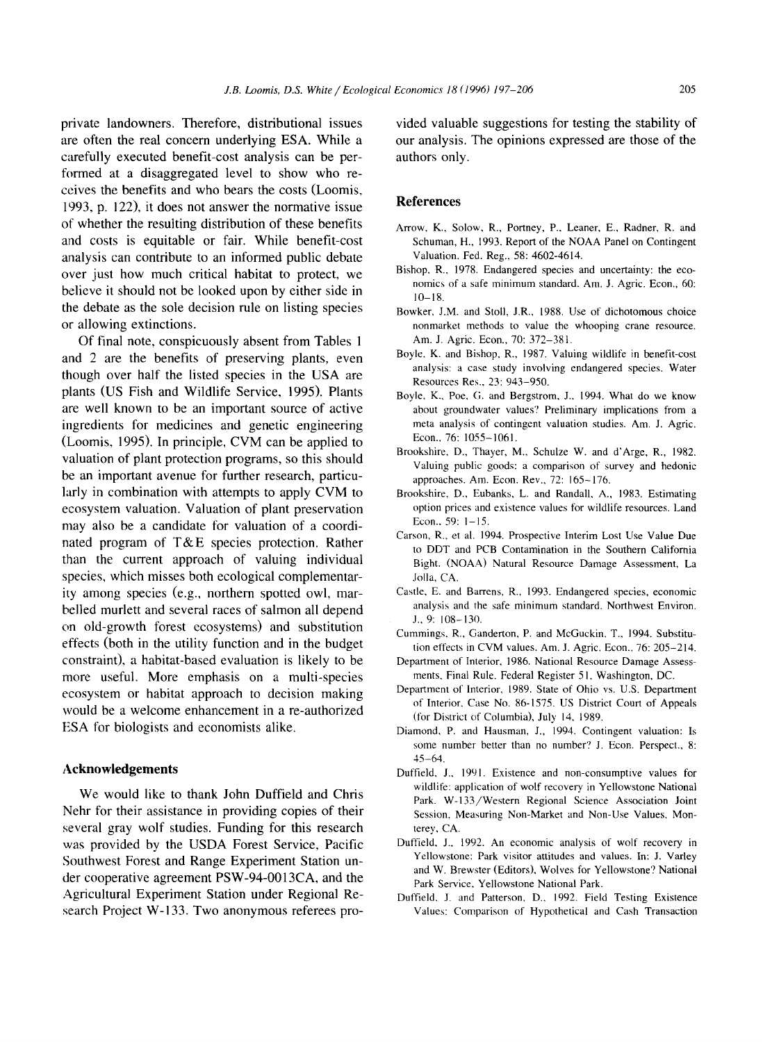private landowners. Therefore, distributional issues are often the real concern underlying ESA. While a carefully executed benefit-cost analysis can be performed at a disaggregated level to show who receives the benefits and who bears the costs (Loomis, 1993, p. 122), it does not answer the normative issue of whether the resulting distribution of these benefits and costs is equitable or fair. While benefit-cost analysis can contribute to an informed public debate over just how much critical habitat to protect, we believe it should not be looked upon by either side in the debate as the sole decision rule on listing species or allowing extinctions.

Of final note, conspicuously absent from Tables 1 and 2 are the benefits of preserving plants, even though over half the listed species in the USA are plants (US Fish and Wildlife Service, 1995). Plants are well known to be an important source of active ingredients for medicines and genetic engineering (Loomis, 1995). In principle, CVM can be applied to valuation of plant protection programs, so this should be an important avenue for further research, particularly in combination with attempts to apply CVM to ecosystem valuation. Valuation of plant preservation may also be a candidate for valuation of a coordinated program of T&E species protection. Rather than the current approach of valuing individual species, which misses both ecological complementarity among species (e.g., northern spotted owl, marbelled murlett and several races of salmon all depend on old-growth forest ecosystems) and substitution effects (both in the utility function and in the budget constraint), a habitat-based evaluation is likely to be more useful. More emphasis on a multi-species ecosystem or habitat approach to decision making would be a welcome enhancement in a re-authorized ESA for biologists and economists alike.

## Acknowledgements

We would like to thank John Duffield and Chris Nehr for their assistance in providing copies of their several gray wolf studies. Funding for this research was provided by the USDA Forest Service, Pacific Southwest Forest and Range Experiment Station under cooperative agreement PSW-94-0013CA, and the Agricultural Experiment Station under Regional Research Project W-133. Two anonymous referees provided valuable suggestions for testing the stability of our analysis. The opinions expressed are those of the authors only.

## References

Arrow, K., Solow, R., Portney, P., Leaner, E., Radner, R. and Schuman, H., 1993. Report of the NOAA Panel on Contingent Valuation. Fed. Reg., 58: 4602-4614.

Bishop, R., 1978. Endangered species and uncertainty: the economics of a safe minimum standard. Am. J. Agric. Econ., 60: 10-18.

Bowker, J.M. and Stoll, J.R., 1988. Use of dichotomous choice nonmarket methods to value the whooping crane resource. Am. J. Agric. Econ., 70: 372-381.

Boyle, K. and Bishop, R., 1987. Valuing wildlife in benefit-cost analysis: a case study involving endangered species. Water Resources Res., 23: 943-950.

Boyle, K., Poe, G. and Bergstrom, J., 1994. What do we know about groundwater values? Preliminary implications from a meta analysis of contingent valuation studies. Am. J. Agric. Econ., 76: 1055-1061.

Brookshire, D., Thayer, M., Schulze W. and d'Arge, R., 1982. Valuing public goods: a comparison of survey and hedonic approaches. Am. Econ. Rev., 72: 165-176.

Brookshire, D., Eubanks, L. and Randall, A., 1983. Estimating option prices and existence values for wildlife resources. Land Econ., 59: 1-15.

Carson, R., et al. 1994. Prospective Interim Lost Use Value Due to DDT and PCB Contamination in the Southern California Bight. (NOAA) Natural Resource Damage Assessment, La Jolla, CA.

Castle, E. and Barrens, R., 1993. Endangered species, economic analysis and the safe minimum standard. Northwest Environ. J., 9: 108-130.

Cummings, R., Ganderton, P. and McGuckin, T., 1994. Substitution effects in CVM values. Am. J. Agric. Econ., 76: 205-214.

Department of Interior, 1986. National Resource Damage Assessments, Final Rule. Federal Register 51, Washington, DC.

Department of Interior, 1989. State of Ohio vs. U.S. Department of Interior. Case No. 86-1575. US District Court of Appeals (for District of Columbia), July 14, 1989.

Diamond, P. and Hausman, J., 1994. Contingent valuation: Is some number better than no number? J. Econ. Perspect., 8: 45-64.

Duffield, J., 1991. Existence and non-consumptive values for wildlife: application of wolf recovery in Yellowstone National Park. W-133/Western Regional Science Association Joint Session, Measuring Non-Market and Non-Use Values, Monterey, CA.

Duffield, J., 1992. An economic analysis of wolf recovery in Yellowstone: Park visitor attitudes and values. In: J. Varley and W. Brewster (Editors), Wolves for Yellowstone? National Park Service, Yellowstone National Park.

Duffield, J. and Patterson, D., 1992. Field Testing Existence Values: Comparison of Hypothetical and Cash Transaction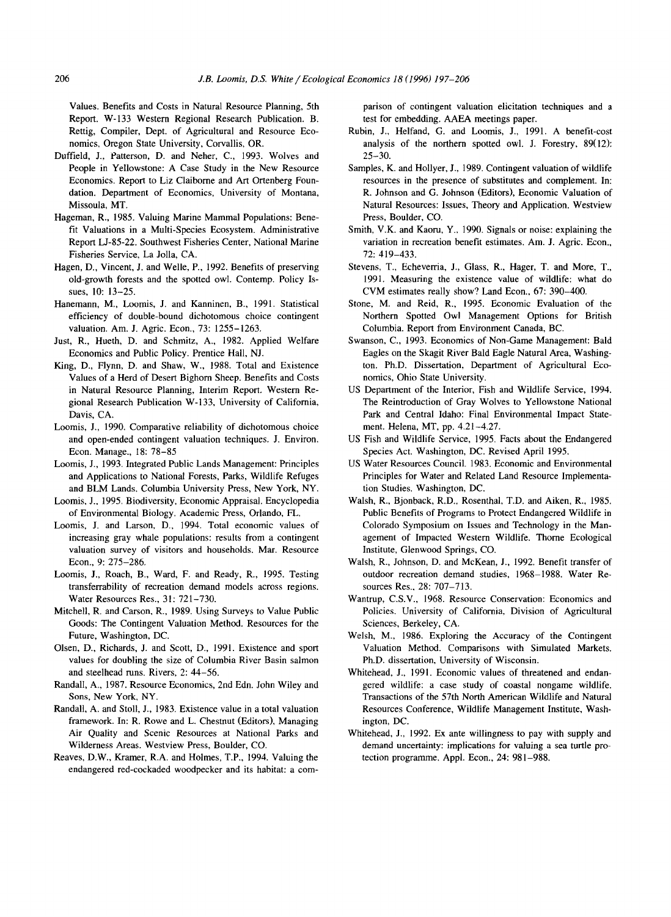Values. Benefits and Costs in Natural Resource Planning, 5th Report. W-133 Western Regional Research Publication. B. Rettig, Compiler, Dept. of Agricultural and Resource Economics, Oregon State University, Corvallis, OR.

Duffield, J., Patterson, D. and Neher, C., 1993. Wolves and People in Yellowstone: A Case Study in the New Resource Economics. Report to Liz Claiborne and Art Ortenberg Foundation. Department of Economics, University of Montana, Missoula, MT.

Hageman, R., 1985. Valuing Marine Mammal Populations: Benefit Valuations in a Multi-Species Ecosystem. Administrative Report LJ-85-22. Southwest Fisheries Center, National Marine Fisheries Service, La Jolla, CA.

Hagen, D., Vincent, J. and Welle, P., 1992. Benefits of preserving old-growth forests and the spotted owl. Contemp. Policy Issues, 10: 13–25.

Hanemann, M., Loomis, J. and Kanninen, B., 1991. Statistical efficiency of double-bound dichotomous choice contingent valuation. Am. J. Agric. Econ., 73: 1255–1263.

Just, R., Hueth, D. and Schmitz, A., 1982. Applied Welfare Economics and Public Policy. Prentice Hall, NJ.

King, D., Flynn, D. and Shaw, W., 1988. Total and Existence Values of a Herd of Desert Bighorn Sheep. Benefits and Costs in Natural Resource Planning, Interim Report. Western Regional Research Publication W-133, University of California, Davis, CA.

Loomis, J., 1990. Comparative reliability of dichotomous choice and open-ended contingent valuation techniques. J. Environ. Econ. Manage., 18: 78–85

Loomis, J., 1993. Integrated Public Lands Management: Principles and Applications to National Forests, Parks, Wildlife Refuges and BLM Lands. Columbia University Press, New York, NY.

Loomis, J., 1995. Biodiversity, Economic Appraisal. Encyclopedia of Environmental Biology. Academic Press, Orlando, FL.

Loomis, J. and Larson, D., 1994. Total economic values of increasing gray whale populations: results from a contingent valuation survey of visitors and households. Mar. Resource Econ., 9: 275–286.

Loomis, J., Roach, B., Ward, F. and Ready, R., 1995. Testing transferrability of recreation demand models across regions. Water Resources Res., 31: 721–730.

Mitchell, R. and Carson, R., 1989. Using Surveys to Value Public Goods: The Contingent Valuation Method. Resources for the Future, Washington, DC.

Olsen, D., Richards, J. and Scott, D., 1991. Existence and sport values for doubling the size of Columbia River Basin salmon and steelhead runs. Rivers, 2: 44–56.

Randall, A., 1987. Resource Economics, 2nd Edn. John Wiley and Sons, New York, NY.

Randall, A. and Stoll, J., 1983. Existence value in a total valuation framework. In: R. Rowe and L. Chestnut (Editors), Managing Air Quality and Scenic Resources at National Parks and Wilderness Areas. Westview Press, Boulder, CO.

Reaves, D.W., Kramer, R.A. and Holmes, T.P., 1994. Valuing the endangered red-cockaded woodpecker and its habitat: a comparison of contingent valuation elicitation techniques and a test for embedding. AAEA meetings paper.

Rubin, J., Helfand, G. and Loomis, J., 1991. A benefit-cost analysis of the northern spotted owl. J. Forestry, 89(12): 25–30.

Samples, K. and Hollyer, J., 1989. Contingent valuation of wildlife resources in the presence of substitutes and complement. In: R. Johnson and G. Johnson (Editors), Economic Valuation of Natural Resources: Issues, Theory and Application. Westview Press, Boulder, CO.

Smith, V.K. and Kaoru, Y., 1990. Signals or noise: explaining the variation in recreation benefit estimates. Am. J. Agric. Econ., 72: 419–433.

Stevens, T., Echeverria, J., Glass, R., Hager, T. and More, T., 1991. Measuring the existence value of wildlife: what do CVM estimates really show? Land Econ., 67: 390–400.

Stone, M. and Reid, R., 1995. Economic Evaluation of the Northern Spotted Owl Management Options for British Columbia. Report from Environment Canada, BC.

Swanson, C., 1993. Economics of Non-Game Management: Bald Eagles on the Skagit River Bald Eagle Natural Area, Washington. Ph.D. Dissertation, Department of Agricultural Economics, Ohio State University.

US Department of the Interior, Fish and Wildlife Service, 1994. The Reintroduction of Gray Wolves to Yellowstone National Park and Central Idaho: Final Environmental Impact Statement. Helena, MT, pp. 4.21–4.27.

US Fish and Wildlife Service, 1995. Facts about the Endangered Species Act. Washington, DC. Revised April 1995.

US Water Resources Council. 1983. Economic and Environmental Principles for Water and Related Land Resource Implementation Studies. Washington, DC.

Walsh, R., Bjonback, R.D., Rosenthal, T.D. and Aiken, R., 1985. Public Benefits of Programs to Protect Endangered Wildlife in Colorado Symposium on Issues and Technology in the Management of Impacted Western Wildlife. Thorne Ecological Institute, Glenwood Springs, CO.

Walsh, R., Johnson, D. and McKean, J., 1992. Benefit transfer of outdoor recreation demand studies, 1968–1988. Water Resources Res., 28: 707–713.

Wantrup, C.S.V., 1968. Resource Conservation: Economics and Policies. University of California, Division of Agricultural Sciences, Berkeley, CA.

Welsh, M., 1986. Exploring the Accuracy of the Contingent Valuation Method. Comparisons with Simulated Markets. Ph.D. dissertation, University of Wisconsin.

Whitehead, J., 1991. Economic values of threatened and endangered wildlife: a case study of coastal nongame wildlife. Transactions of the 57th North American Wildlife and Natural Resources Conference, Wildlife Management Institute, Washington, DC.

Whitehead, J., 1992. Ex ante willingness to pay with supply and demand uncertainty: implications for valuing a sea turtle protection programme. Appl. Econ., 24: 981–988.